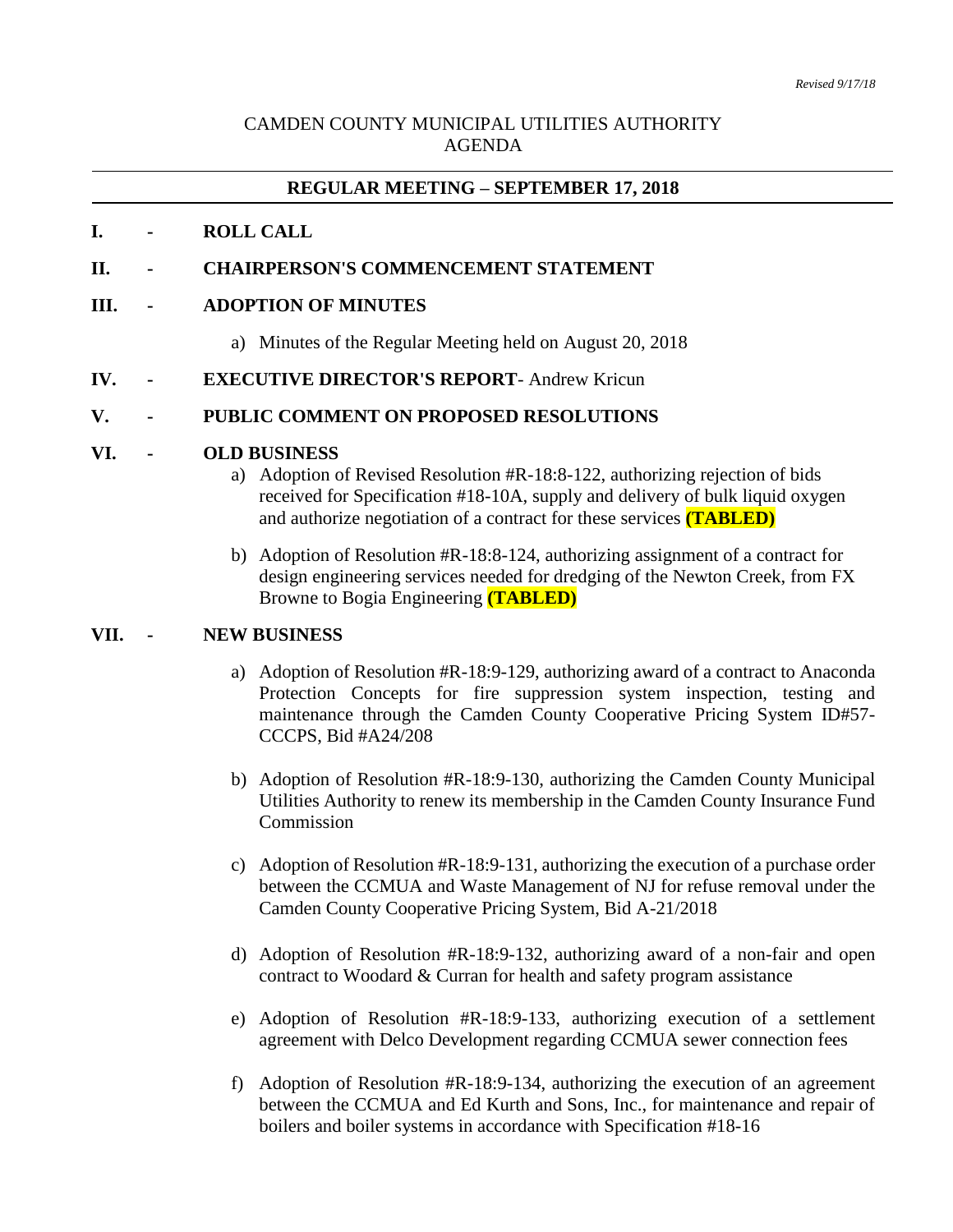*Revised 9/17/18*

CAMDEN COUNTY MUNICIPAL UTILITIES AUTHORITY
AGENDA

---

**REGULAR MEETING – SEPTEMBER 17, 2018**

---

**I. - ROLL CALL**

**II. - CHAIRPERSON'S COMMENCEMENT STATEMENT**

**III. - ADOPTION OF MINUTES**

a) Minutes of the Regular Meeting held on August 20, 2018

**IV. - EXECUTIVE DIRECTOR'S REPORT**- Andrew Kricun

**V. - PUBLIC COMMENT ON PROPOSED RESOLUTIONS**

**VI. - OLD BUSINESS**

a) Adoption of Revised Resolution #R-18:8-122, authorizing rejection of bids received for Specification #18-10A, supply and delivery of bulk liquid oxygen and authorize negotiation of a contract for these services **(TABLED)**

b) Adoption of Resolution #R-18:8-124, authorizing assignment of a contract for design engineering services needed for dredging of the Newton Creek, from FX Browne to Bogia Engineering **(TABLED)**

**VII. - NEW BUSINESS**

a) Adoption of Resolution #R-18:9-129, authorizing award of a contract to Anaconda Protection Concepts for fire suppression system inspection, testing and maintenance through the Camden County Cooperative Pricing System ID#57-CCCPS, Bid #A24/208

b) Adoption of Resolution #R-18:9-130, authorizing the Camden County Municipal Utilities Authority to renew its membership in the Camden County Insurance Fund Commission

c) Adoption of Resolution #R-18:9-131, authorizing the execution of a purchase order between the CCMUA and Waste Management of NJ for refuse removal under the Camden County Cooperative Pricing System, Bid A-21/2018

d) Adoption of Resolution #R-18:9-132, authorizing award of a non-fair and open contract to Woodard & Curran for health and safety program assistance

e) Adoption of Resolution #R-18:9-133, authorizing execution of a settlement agreement with Delco Development regarding CCMUA sewer connection fees

f) Adoption of Resolution #R-18:9-134, authorizing the execution of an agreement between the CCMUA and Ed Kurth and Sons, Inc., for maintenance and repair of boilers and boiler systems in accordance with Specification #18-16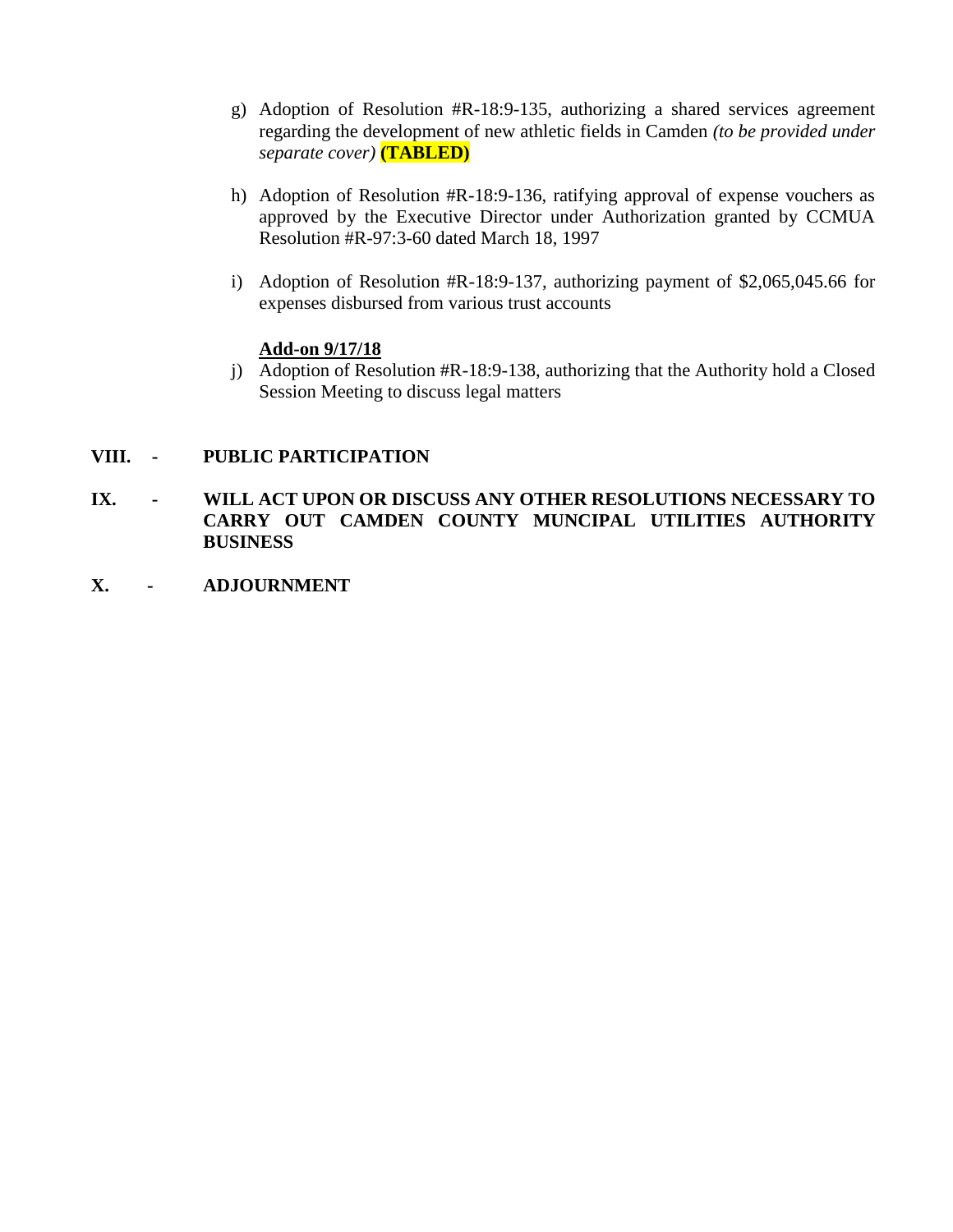g) Adoption of Resolution #R-18:9-135, authorizing a shared services agreement regarding the development of new athletic fields in Camden *(to be provided under separate cover)* **(TABLED)**

h) Adoption of Resolution #R-18:9-136, ratifying approval of expense vouchers as approved by the Executive Director under Authorization granted by CCMUA Resolution #R-97:3-60 dated March 18, 1997

i) Adoption of Resolution #R-18:9-137, authorizing payment of $2,065,045.66 for expenses disbursed from various trust accounts

**Add-on 9/17/18**

j) Adoption of Resolution #R-18:9-138, authorizing that the Authority hold a Closed Session Meeting to discuss legal matters

**VIII. - PUBLIC PARTICIPATION**

**IX. - WILL ACT UPON OR DISCUSS ANY OTHER RESOLUTIONS NECESSARY TO CARRY OUT CAMDEN COUNTY MUNCIPAL UTILITIES AUTHORITY BUSINESS**

**X. - ADJOURNMENT**